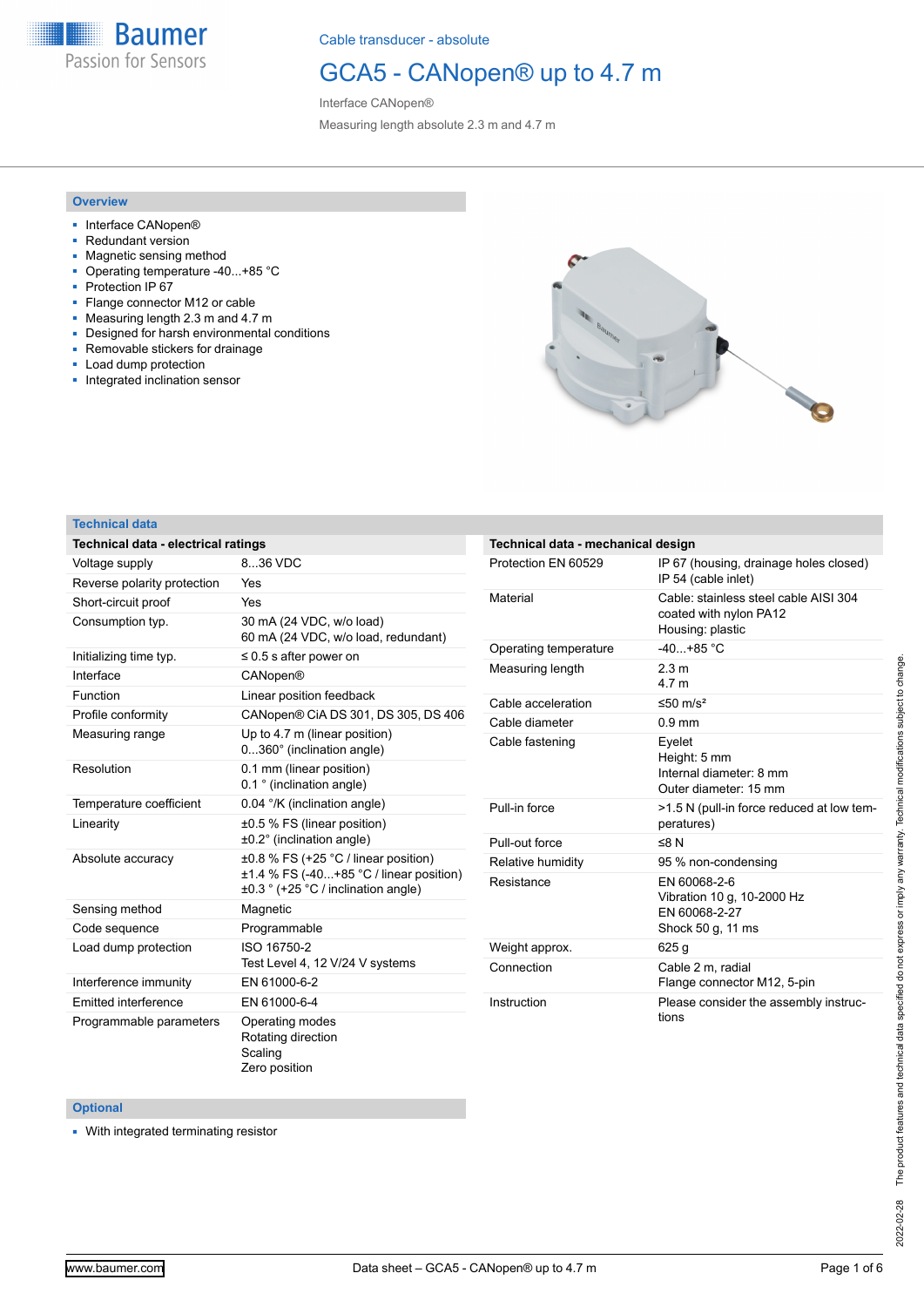Cable transducer - absolute

# GCA5 - CANopen® up to 4.7 m

Interface CANopen®

Measuring length absolute 2.3 m and 4.7 m

## Overview

- Interface CANopen®
- Redundant version
- Magnetic sensing method
- Operating temperature -40...+85 °C
- Protection IP 67
- Flange connector M12 or cable
- Measuring length 2.3 m and 4.7 m
- Designed for harsh environmental conditions
- Removable stickers for drainage
- Load dump protection
- Integrated inclination sensor

## Technical data

| Technical data - electrical ratings | |
|---|---|
| Voltage supply | 8...36 VDC |
| Reverse polarity protection | Yes |
| Short-circuit proof | Yes |
| Consumption typ. | 30 mA (24 VDC, w/o load)<br>60 mA (24 VDC, w/o load, redundant) |
| Initializing time typ. | ≤ 0.5 s after power on |
| Interface | CANopen® |
| Function | Linear position feedback |
| Profile conformity | CANopen® CiA DS 301, DS 305, DS 406 |
| Measuring range | Up to 4.7 m (linear position)<br>0...360° (inclination angle) |
| Resolution | 0.1 mm (linear position)<br>0.1 ° (inclination angle) |
| Temperature coefficient | 0.04 °/K (inclination angle) |
| Linearity | ±0.5 % FS (linear position)<br>±0.2° (inclination angle) |
| Absolute accuracy | ±0.8 % FS (+25 °C / linear position)<br>±1.4 % FS (-40...+85 °C / linear position)<br>±0.3 ° (+25 °C / inclination angle) |
| Sensing method | Magnetic |
| Code sequence | Programmable |
| Load dump protection | ISO 16750-2<br>Test Level 4, 12 V/24 V systems |
| Interference immunity | EN 61000-6-2 |
| Emitted interference | EN 61000-6-4 |
| Programmable parameters | Operating modes<br>Rotating direction<br>Scaling<br>Zero position |

| Technical data - mechanical design | |
|---|---|
| Protection EN 60529 | IP 67 (housing, drainage holes closed)<br>IP 54 (cable inlet) |
| Material | Cable: stainless steel cable AISI 304 coated with nylon PA12<br>Housing: plastic |
| Operating temperature | -40...+85 °C |
| Measuring length | 2.3 m<br>4.7 m |
| Cable acceleration | ≤50 m/s² |
| Cable diameter | 0.9 mm |
| Cable fastening | Eyelet<br>Height: 5 mm<br>Internal diameter: 8 mm<br>Outer diameter: 15 mm |
| Pull-in force | >1.5 N (pull-in force reduced at low temperatures) |
| Pull-out force | ≤8 N |
| Relative humidity | 95 % non-condensing |
| Resistance | EN 60068-2-6<br>Vibration 10 g, 10-2000 Hz<br>EN 60068-2-27<br>Shock 50 g, 11 ms |
| Weight approx. | 625 g |
| Connection | Cable 2 m, radial<br>Flange connector M12, 5-pin |
| Instruction | Please consider the assembly instructions |

## Optional

- With integrated terminating resistor

The product features and technical data specified do not express or imply any warranty. Technical modifications subject to change.

2022-02-28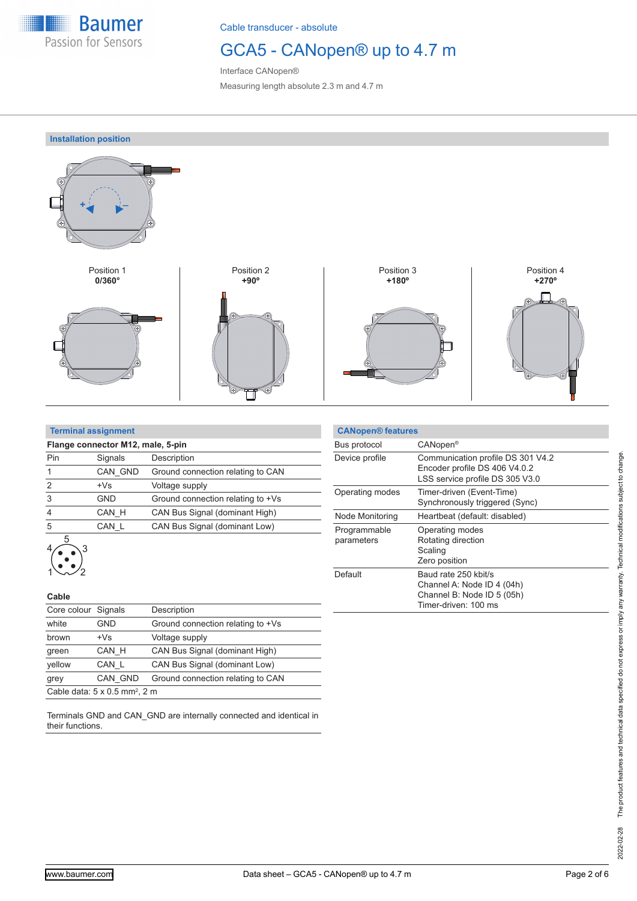Cable transducer - absolute

# GCA5 - CANopen® up to 4.7 m

Interface CANopen®

Measuring length absolute 2.3 m and 4.7 m

## Installation position

| Position 1 | Position 2 | Position 3 | Position 4 |
|---|---|---|---|
| **0/360°** | **+90°** | **+180°** | **+270°** |

## Terminal assignment

**Flange connector M12, male, 5-pin**

| Pin | Signals | Description |
|---|---|---|
| 1 | CAN_GND | Ground connection relating to CAN |
| 2 | +Vs | Voltage supply |
| 3 | GND | Ground connection relating to +Vs |
| 4 | CAN_H | CAN Bus Signal (dominant High) |
| 5 | CAN_L | CAN Bus Signal (dominant Low) |

**Cable**

| Core colour | Signals | Description |
|---|---|---|
| white | GND | Ground connection relating to +Vs |
| brown | +Vs | Voltage supply |
| green | CAN_H | CAN Bus Signal (dominant High) |
| yellow | CAN_L | CAN Bus Signal (dominant Low) |
| grey | CAN_GND | Ground connection relating to CAN |

Cable data: 5 x 0.5 mm², 2 m

Terminals GND and CAN_GND are internally connected and identical in their functions.

## CANopen® features

| | |
|---|---|
| Bus protocol | CANopen® |
| Device profile | Communication profile DS 301 V4.2<br>Encoder profile DS 406 V4.0.2<br>LSS service profile DS 305 V3.0 |
| Operating modes | Timer-driven (Event-Time)<br>Synchronously triggered (Sync) |
| Node Monitoring | Heartbeat (default: disabled) |
| Programmable parameters | Operating modes<br>Rotating direction<br>Scaling<br>Zero position |
| Default | Baud rate 250 kbit/s<br>Channel A: Node ID 4 (04h)<br>Channel B: Node ID 5 (05h)<br>Timer-driven: 100 ms |

2022-02-28 The product features and technical data specified do not express or imply any warranty. Technical modifications subject to change.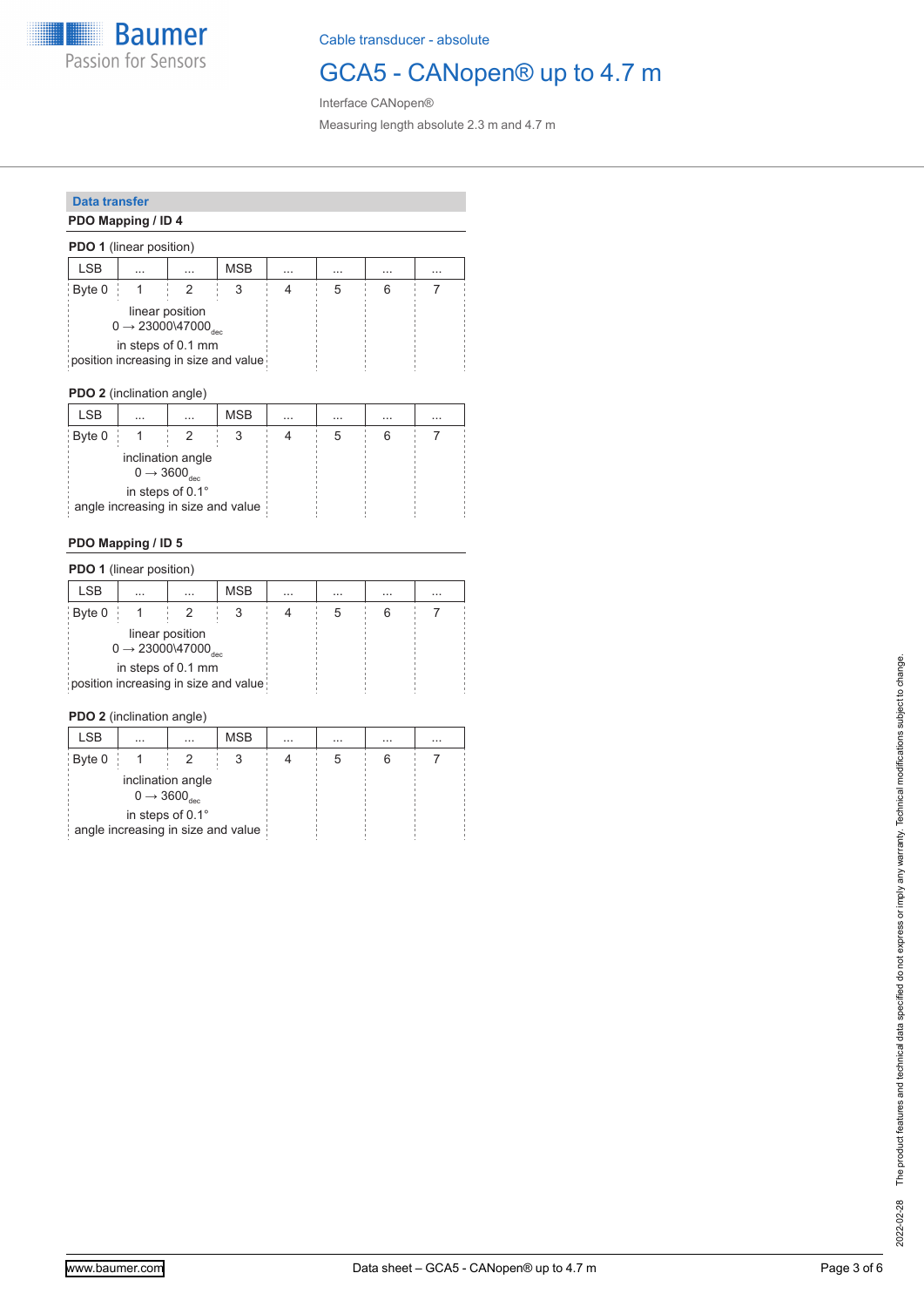## Data transfer

### PDO Mapping / ID 4

**PDO 1** (linear position)

| LSB | ... | ... | MSB | ... | ... | ... | ... |
|---|---|---|---|---|---|---|---|
| Byte 0 | 1 | 2 | 3 | 4 | 5 | 6 | 7 |
| linear position<br>0 → 23000\47000$_{dec}$<br>in steps of 0.1 mm<br>position increasing in size and value | | | | | | | |

**PDO 2** (inclination angle)

| LSB | ... | ... | MSB | ... | ... | ... | ... |
|---|---|---|---|---|---|---|---|
| Byte 0 | 1 | 2 | 3 | 4 | 5 | 6 | 7 |
| inclination angle<br>0 → 3600$_{dec}$<br>in steps of 0.1°<br>angle increasing in size and value | | | | | | | |

### PDO Mapping / ID 5

**PDO 1** (linear position)

| LSB | ... | ... | MSB | ... | ... | ... | ... |
|---|---|---|---|---|---|---|---|
| Byte 0 | 1 | 2 | 3 | 4 | 5 | 6 | 7 |
| linear position<br>0 → 23000\47000$_{dec}$<br>in steps of 0.1 mm<br>position increasing in size and value | | | | | | | |

**PDO 2** (inclination angle)

| LSB | ... | ... | MSB | ... | ... | ... | ... |
|---|---|---|---|---|---|---|---|
| Byte 0 | 1 | 2 | 3 | 4 | 5 | 6 | 7 |
| inclination angle<br>0 → 3600$_{dec}$<br>in steps of 0.1°<br>angle increasing in size and value | | | | | | | |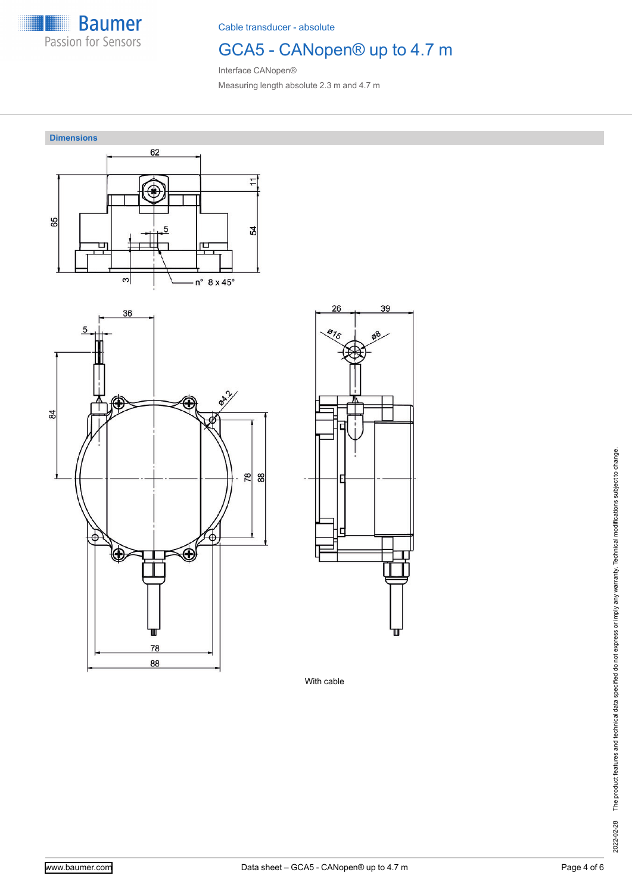Cable transducer - absolute

# GCA5 - CANopen® up to 4.7 m

Interface CANopen®

Measuring length absolute 2.3 m and 4.7 m

## Dimensions

With cable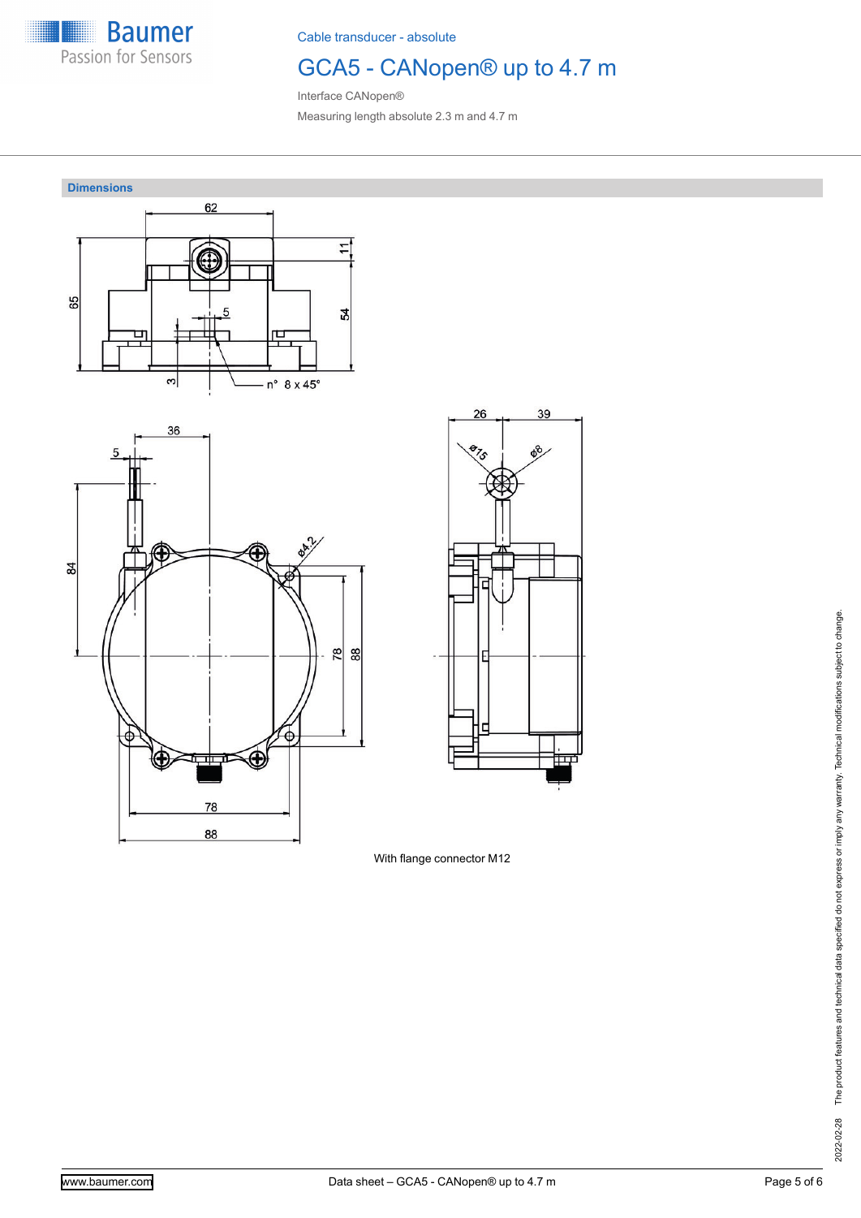Cable transducer - absolute

# GCA5 - CANopen® up to 4.7 m

Interface CANopen®

Measuring length absolute 2.3 m and 4.7 m

## Dimensions

With flange connector M12

The product features and technical data specified do not express or imply any warranty. Technical modifications subject to change.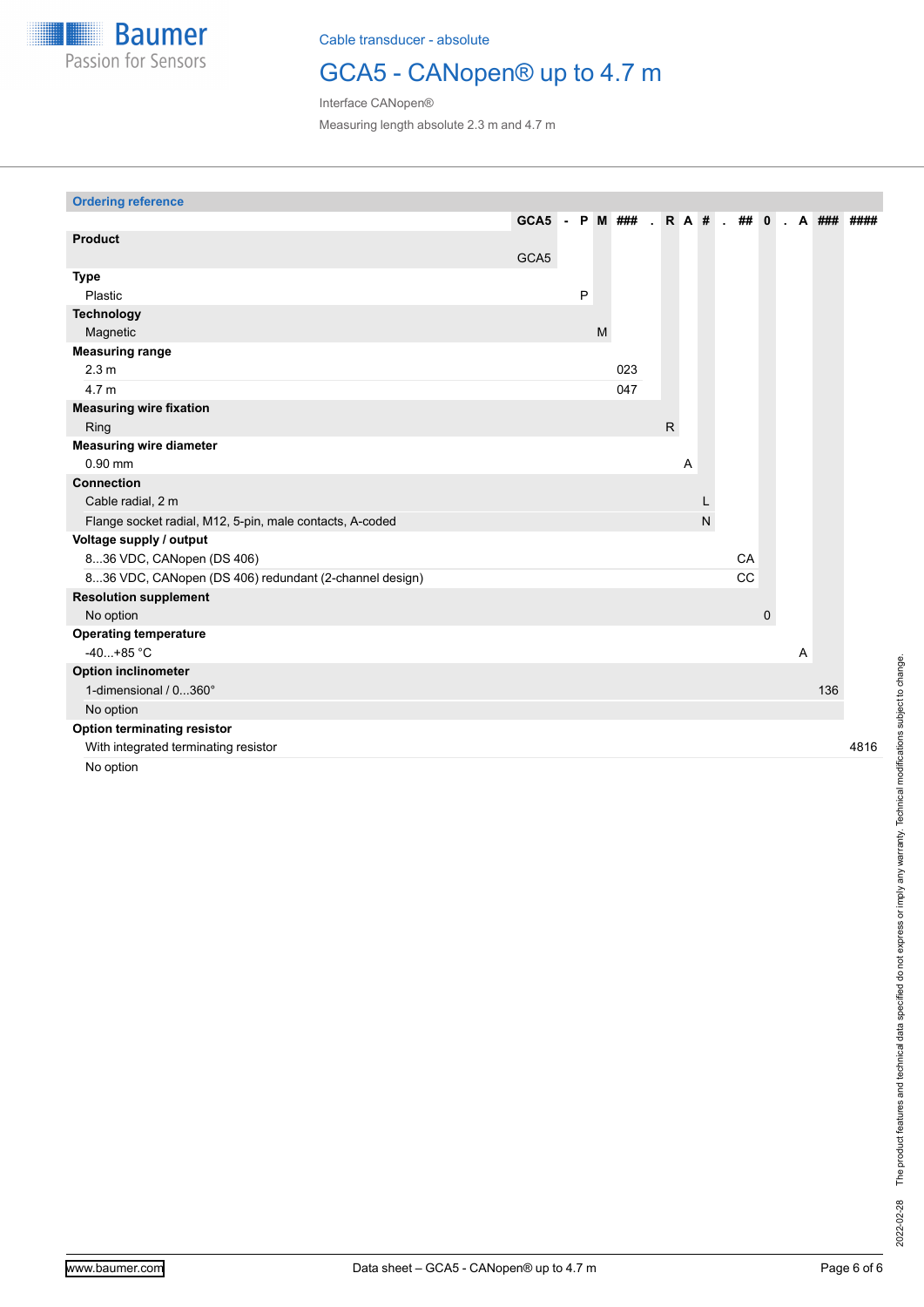# Cable transducer - absolute

## GCA5 - CANopen® up to 4.7 m

Interface CANopen®

Measuring length absolute 2.3 m and 4.7 m

### Ordering reference

| | GCA5 | - | P | M | ### | . | R | A | # | . | ## | 0 | . | A | ### | #### |
|---|---|---|---|---|---|---|---|---|---|---|---|---|---|---|---|---|
| **Product** | | | | | | | | | | | | | | | | |
| | GCA5 | | | | | | | | | | | | | | | |
| **Type** | | | | | | | | | | | | | | | | |
| Plastic | | | P | | | | | | | | | | | | | |
| **Technology** | | | | | | | | | | | | | | | | |
| Magnetic | | | | M | | | | | | | | | | | | |
| **Measuring range** | | | | | | | | | | | | | | | | |
| 2.3 m | | | | | 023 | | | | | | | | | | | |
| 4.7 m | | | | | 047 | | | | | | | | | | | |
| **Measuring wire fixation** | | | | | | | | | | | | | | | | |
| Ring | | | | | | | R | | | | | | | | | |
| **Measuring wire diameter** | | | | | | | | | | | | | | | | |
| 0.90 mm | | | | | | | | A | | | | | | | | |
| **Connection** | | | | | | | | | | | | | | | | |
| Cable radial, 2 m | | | | | | | | | L | | | | | | | |
| Flange socket radial, M12, 5-pin, male contacts, A-coded | | | | | | | | | N | | | | | | | |
| **Voltage supply / output** | | | | | | | | | | | | | | | | |
| 8...36 VDC, CANopen (DS 406) | | | | | | | | | | | CA | | | | | |
| 8...36 VDC, CANopen (DS 406) redundant (2-channel design) | | | | | | | | | | | CC | | | | | |
| **Resolution supplement** | | | | | | | | | | | | | | | | |
| No option | | | | | | | | | | | | 0 | | | | |
| **Operating temperature** | | | | | | | | | | | | | | | | |
| -40...+85 °C | | | | | | | | | | | | | | A | | |
| **Option inclinometer** | | | | | | | | | | | | | | | | |
| 1-dimensional / 0...360° | | | | | | | | | | | | | | | 136 | |
| No option | | | | | | | | | | | | | | | | |
| **Option terminating resistor** | | | | | | | | | | | | | | | | |
| With integrated terminating resistor | | | | | | | | | | | | | | | | 4816 |
| No option | | | | | | | | | | | | | | | | |

The product features and technical data specified do not express or imply any warranty. Technical modifications subject to change.

2022-02-28